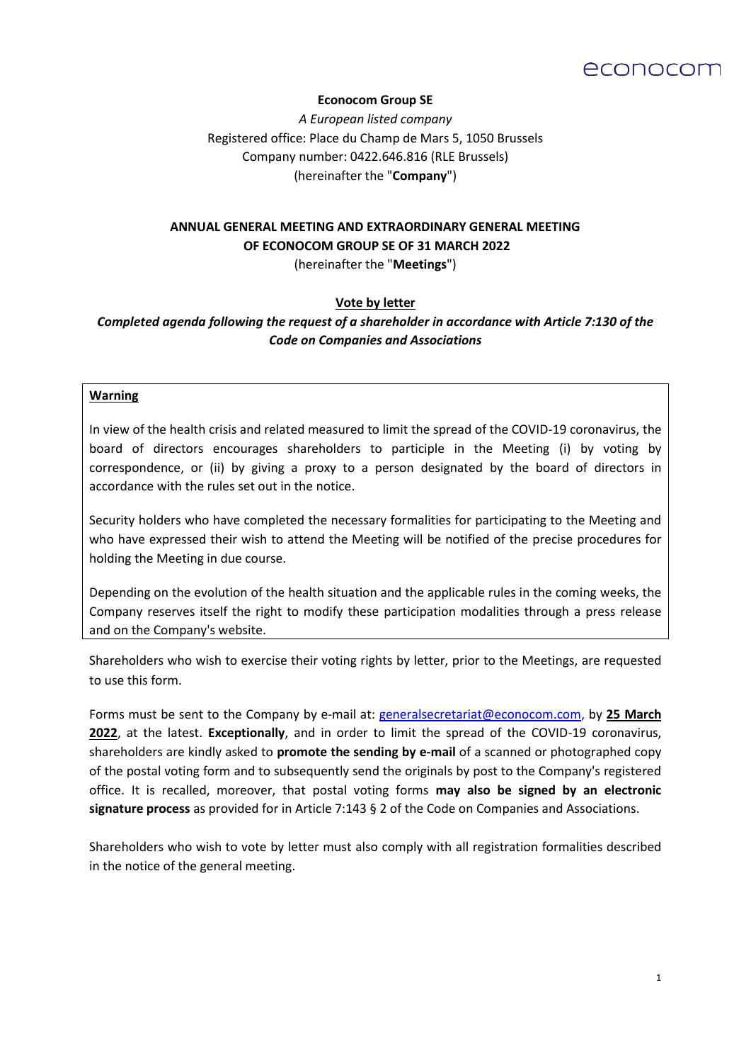**Econocom Group SE**

*A European listed company*
Registered office: Place du Champ de Mars 5, 1050 Brussels
Company number: 0422.646.816 (RLE Brussels)
(hereinafter the "**Company**")

# ANNUAL GENERAL MEETING AND EXTRAORDINARY GENERAL MEETING OF ECONOCOM GROUP SE OF 31 MARCH 2022

(hereinafter the "**Meetings**")

## Vote by letter

***Completed agenda following the request of a shareholder in accordance with Article 7:130 of the Code on Companies and Associations***

> **Warning**
>
> In view of the health crisis and related measured to limit the spread of the COVID-19 coronavirus, the board of directors encourages shareholders to participle in the Meeting (i) by voting by correspondence, or (ii) by giving a proxy to a person designated by the board of directors in accordance with the rules set out in the notice.
>
> Security holders who have completed the necessary formalities for participating to the Meeting and who have expressed their wish to attend the Meeting will be notified of the precise procedures for holding the Meeting in due course.
>
> Depending on the evolution of the health situation and the applicable rules in the coming weeks, the Company reserves itself the right to modify these participation modalities through a press release and on the Company's website.

Shareholders who wish to exercise their voting rights by letter, prior to the Meetings, are requested to use this form.

Forms must be sent to the Company by e-mail at: generalsecretariat@econocom.com, by **25 March 2022**, at the latest. **Exceptionally**, and in order to limit the spread of the COVID-19 coronavirus, shareholders are kindly asked to **promote the sending by e-mail** of a scanned or photographed copy of the postal voting form and to subsequently send the originals by post to the Company's registered office. It is recalled, moreover, that postal voting forms **may also be signed by an electronic signature process** as provided for in Article 7:143 § 2 of the Code on Companies and Associations.

Shareholders who wish to vote by letter must also comply with all registration formalities described in the notice of the general meeting.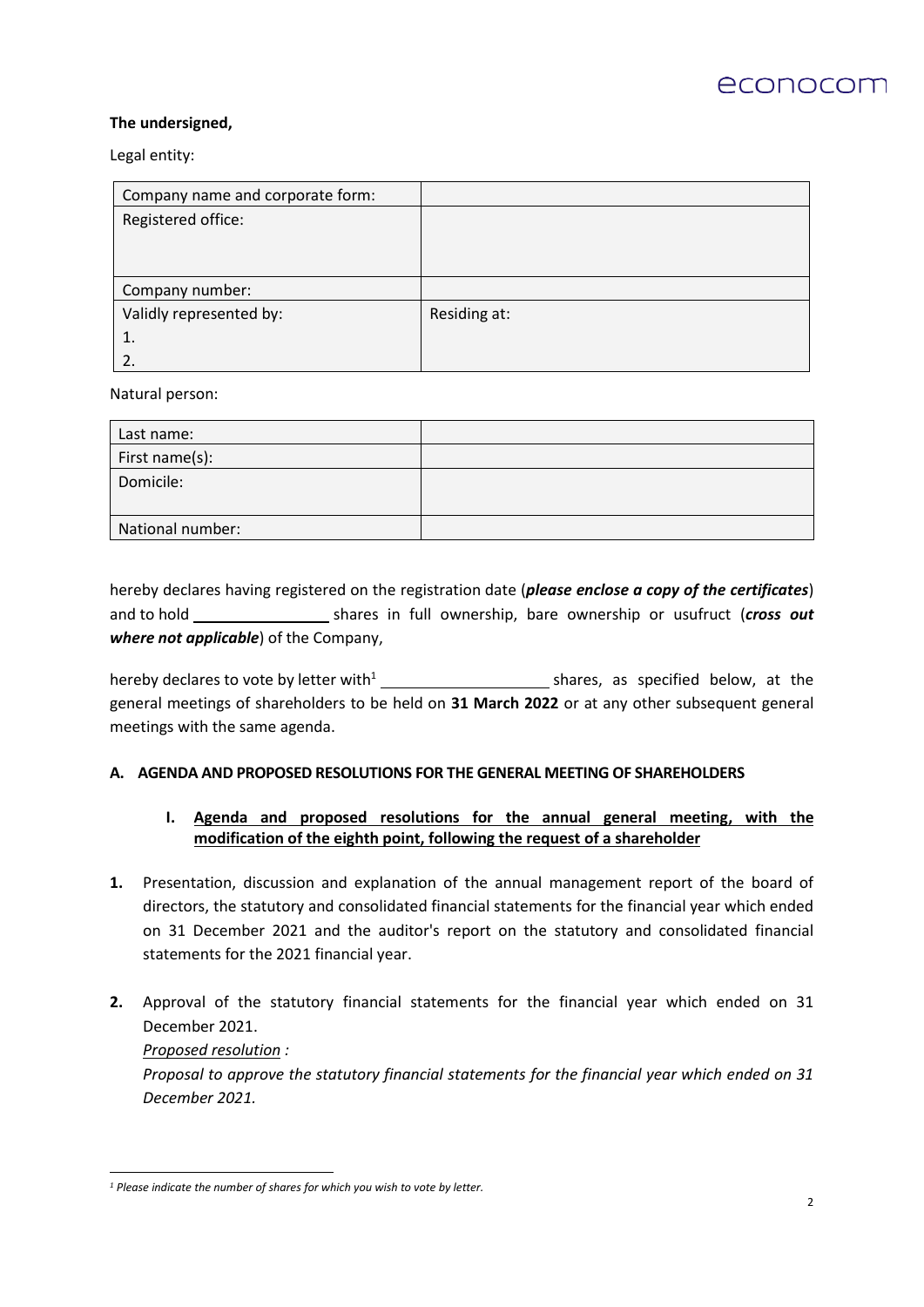**The undersigned,**

Legal entity:

| Company name and corporate form: | |
|---|---|
| Registered office: | |
| Company number: | |
| Validly represented by:<br>1.<br>2. | Residing at: |

Natural person:

| Last name: | |
|---|---|
| First name(s): | |
| Domicile: | |
| National number: | |

hereby declares having registered on the registration date (***please enclose a copy of the certificates***) and to hold ________________ shares in full ownership, bare ownership or usufruct (***cross out where not applicable***) of the Company,

hereby declares to vote by letter with[1] ____________________ shares, as specified below, at the general meetings of shareholders to be held on **31 March 2022** or at any other subsequent general meetings with the same agenda.

## A. AGENDA AND PROPOSED RESOLUTIONS FOR THE GENERAL MEETING OF SHAREHOLDERS

### I. Agenda and proposed resolutions for the annual general meeting, with the modification of the eighth point, following the request of a shareholder

**1.** Presentation, discussion and explanation of the annual management report of the board of directors, the statutory and consolidated financial statements for the financial year which ended on 31 December 2021 and the auditor's report on the statutory and consolidated financial statements for the 2021 financial year.

**2.** Approval of the statutory financial statements for the financial year which ended on 31 December 2021.
*Proposed resolution :*
*Proposal to approve the statutory financial statements for the financial year which ended on 31 December 2021.*

---

[1] *Please indicate the number of shares for which you wish to vote by letter.*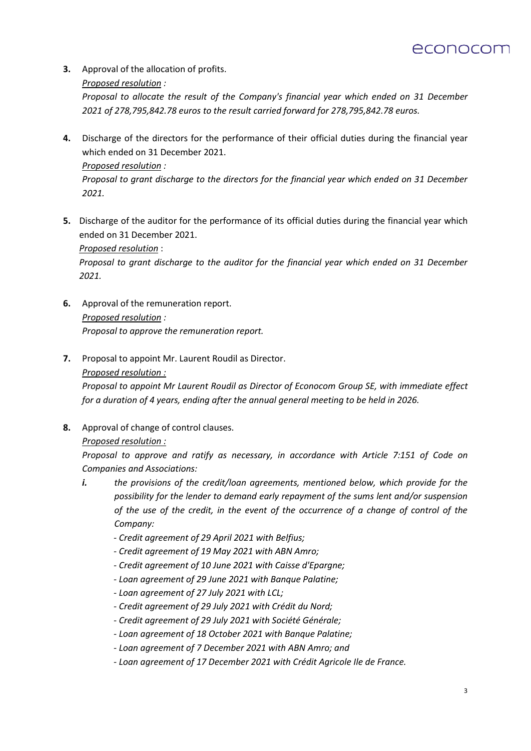**3.** Approval of the allocation of profits.

<u>*Proposed resolution*</u> *:*

*Proposal to allocate the result of the Company's financial year which ended on 31 December 2021 of 278,795,842.78 euros to the result carried forward for 278,795,842.78 euros.*

**4.** Discharge of the directors for the performance of their official duties during the financial year which ended on 31 December 2021.

<u>*Proposed resolution*</u> *:*

*Proposal to grant discharge to the directors for the financial year which ended on 31 December 2021.*

**5.** Discharge of the auditor for the performance of its official duties during the financial year which ended on 31 December 2021.

<u>*Proposed resolution*</u> :

*Proposal to grant discharge to the auditor for the financial year which ended on 31 December 2021.*

**6.** Approval of the remuneration report.

<u>*Proposed resolution*</u> *:*

*Proposal to approve the remuneration report.*

**7.** Proposal to appoint Mr. Laurent Roudil as Director.

<u>*Proposed resolution :*</u>

*Proposal to appoint Mr Laurent Roudil as Director of Econocom Group SE, with immediate effect for a duration of 4 years, ending after the annual general meeting to be held in 2026.*

**8.** Approval of change of control clauses.

<u>*Proposed resolution :*</u>

*Proposal to approve and ratify as necessary, in accordance with Article 7:151 of Code on Companies and Associations:*

***i.*** *the provisions of the credit/loan agreements, mentioned below, which provide for the possibility for the lender to demand early repayment of the sums lent and/or suspension of the use of the credit, in the event of the occurrence of a change of control of the Company:*

- *Credit agreement of 29 April 2021 with Belfius;*
- *Credit agreement of 19 May 2021 with ABN Amro;*
- *Credit agreement of 10 June 2021 with Caisse d'Epargne;*
- *Loan agreement of 29 June 2021 with Banque Palatine;*
- *Loan agreement of 27 July 2021 with LCL;*
- *Credit agreement of 29 July 2021 with Crédit du Nord;*
- *Credit agreement of 29 July 2021 with Société Générale;*
- *Loan agreement of 18 October 2021 with Banque Palatine;*
- *Loan agreement of 7 December 2021 with ABN Amro; and*
- *Loan agreement of 17 December 2021 with Crédit Agricole Ile de France.*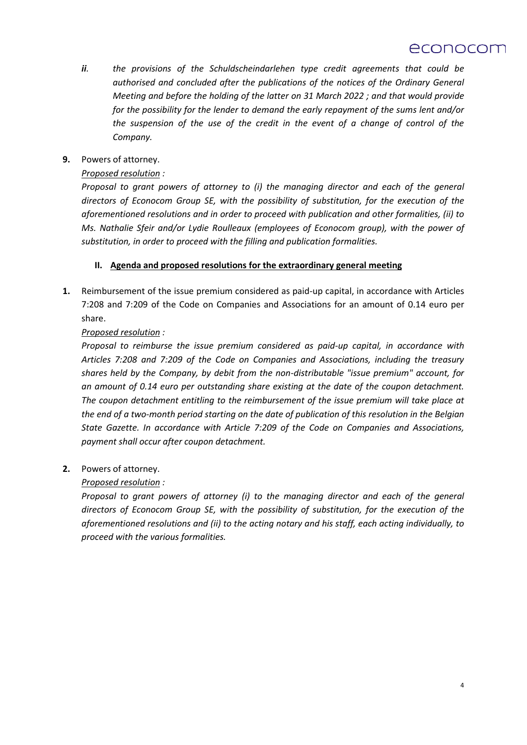*ii. the provisions of the Schuldscheindarlehen type credit agreements that could be authorised and concluded after the publications of the notices of the Ordinary General Meeting and before the holding of the latter on 31 March 2022 ; and that would provide for the possibility for the lender to demand the early repayment of the sums lent and/or the suspension of the use of the credit in the event of a change of control of the Company.*

**9.** Powers of attorney.

<u>*Proposed resolution*</u> *:*

*Proposal to grant powers of attorney to (i) the managing director and each of the general directors of Econocom Group SE, with the possibility of substitution, for the execution of the aforementioned resolutions and in order to proceed with publication and other formalities, (ii) to Ms. Nathalie Sfeir and/or Lydie Roulleaux (employees of Econocom group), with the power of substitution, in order to proceed with the filling and publication formalities.*

## II. <u>Agenda and proposed resolutions for the extraordinary general meeting</u>

**1.** Reimbursement of the issue premium considered as paid-up capital, in accordance with Articles 7:208 and 7:209 of the Code on Companies and Associations for an amount of 0.14 euro per share.

<u>*Proposed resolution*</u> *:*

*Proposal to reimburse the issue premium considered as paid-up capital, in accordance with Articles 7:208 and 7:209 of the Code on Companies and Associations, including the treasury shares held by the Company, by debit from the non-distributable "issue premium" account, for an amount of 0.14 euro per outstanding share existing at the date of the coupon detachment. The coupon detachment entitling to the reimbursement of the issue premium will take place at the end of a two-month period starting on the date of publication of this resolution in the Belgian State Gazette. In accordance with Article 7:209 of the Code on Companies and Associations, payment shall occur after coupon detachment.*

**2.** Powers of attorney.

<u>*Proposed resolution*</u> *:*

*Proposal to grant powers of attorney (i) to the managing director and each of the general directors of Econocom Group SE, with the possibility of substitution, for the execution of the aforementioned resolutions and (ii) to the acting notary and his staff, each acting individually, to proceed with the various formalities.*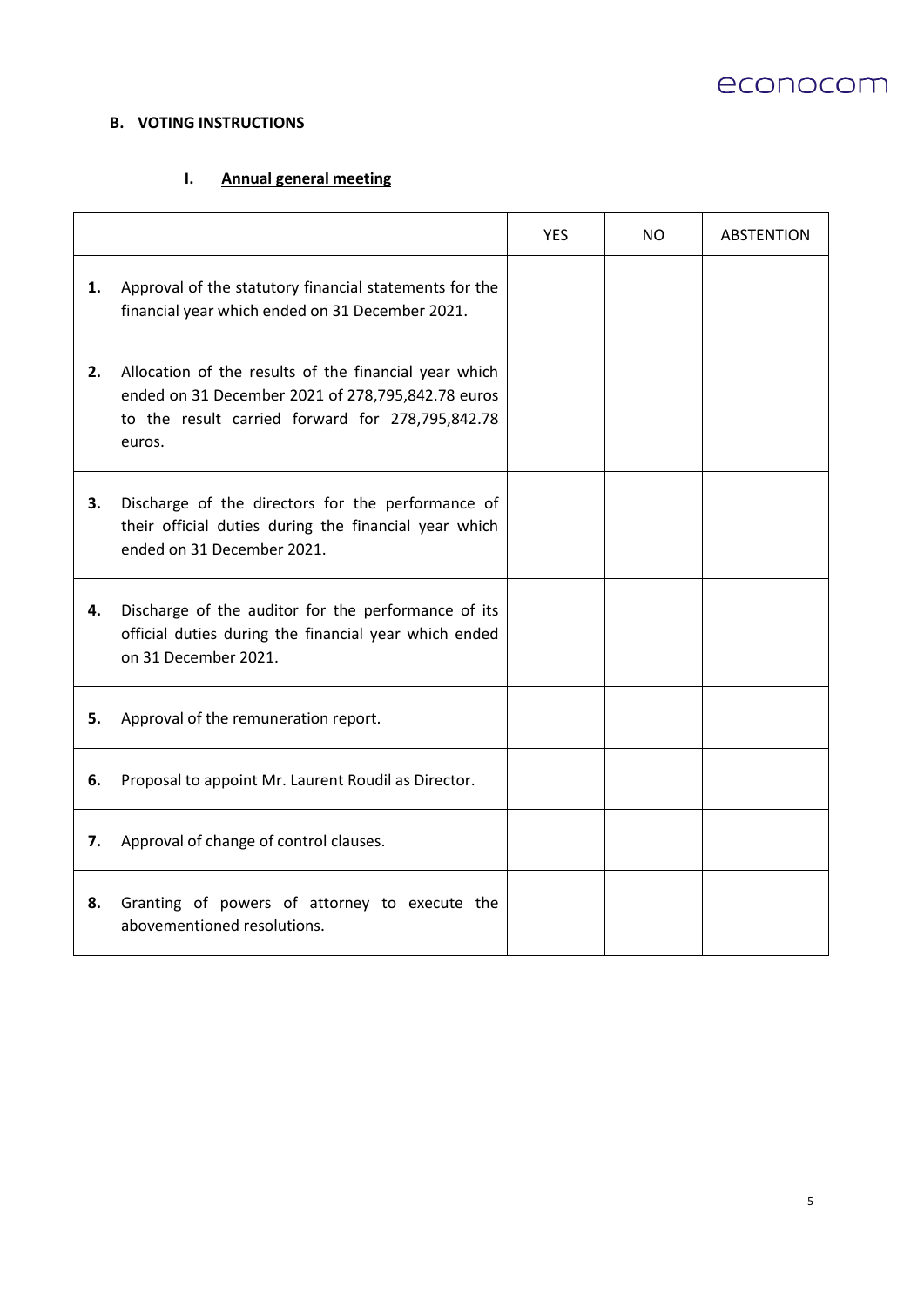### B. VOTING INSTRUCTIONS

#### I. Annual general meeting

| | | YES | NO | ABSTENTION |
|---|---|---|---|---|
| **1.** | Approval of the statutory financial statements for the financial year which ended on 31 December 2021. | | | |
| **2.** | Allocation of the results of the financial year which ended on 31 December 2021 of 278,795,842.78 euros to the result carried forward for 278,795,842.78 euros. | | | |
| **3.** | Discharge of the directors for the performance of their official duties during the financial year which ended on 31 December 2021. | | | |
| **4.** | Discharge of the auditor for the performance of its official duties during the financial year which ended on 31 December 2021. | | | |
| **5.** | Approval of the remuneration report. | | | |
| **6.** | Proposal to appoint Mr. Laurent Roudil as Director. | | | |
| **7.** | Approval of change of control clauses. | | | |
| **8.** | Granting of powers of attorney to execute the abovementioned resolutions. | | | |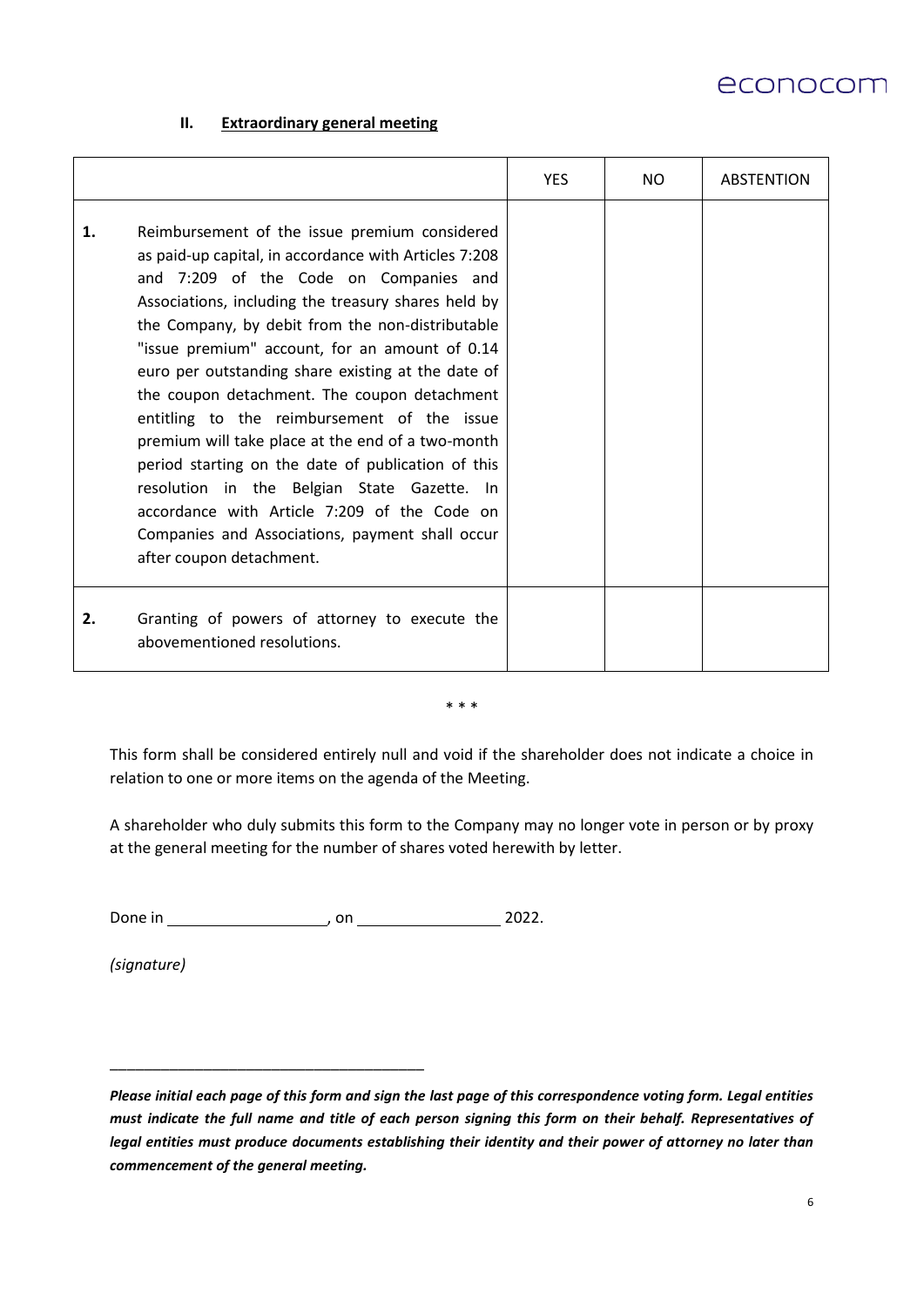## II. Extraordinary general meeting

| | | YES | NO | ABSTENTION |
|---|---|---|---|---|
| **1.** | Reimbursement of the issue premium considered as paid-up capital, in accordance with Articles 7:208 and 7:209 of the Code on Companies and Associations, including the treasury shares held by the Company, by debit from the non-distributable "issue premium" account, for an amount of 0.14 euro per outstanding share existing at the date of the coupon detachment. The coupon detachment entitling to the reimbursement of the issue premium will take place at the end of a two-month period starting on the date of publication of this resolution in the Belgian State Gazette. In accordance with Article 7:209 of the Code on Companies and Associations, payment shall occur after coupon detachment. | | | |
| **2.** | Granting of powers of attorney to execute the abovementioned resolutions. | | | |

\* \* \*

This form shall be considered entirely null and void if the shareholder does not indicate a choice in relation to one or more items on the agenda of the Meeting.

A shareholder who duly submits this form to the Company may no longer vote in person or by proxy at the general meeting for the number of shares voted herewith by letter.

Done in \_\_\_\_\_\_\_\_\_\_\_\_\_\_\_\_\_\_\_\_, on \_\_\_\_\_\_\_\_\_\_\_\_\_\_\_\_\_\_\_ 2022.

*(signature)*

---

***Please initial each page of this form and sign the last page of this correspondence voting form. Legal entities must indicate the full name and title of each person signing this form on their behalf. Representatives of legal entities must produce documents establishing their identity and their power of attorney no later than commencement of the general meeting.***